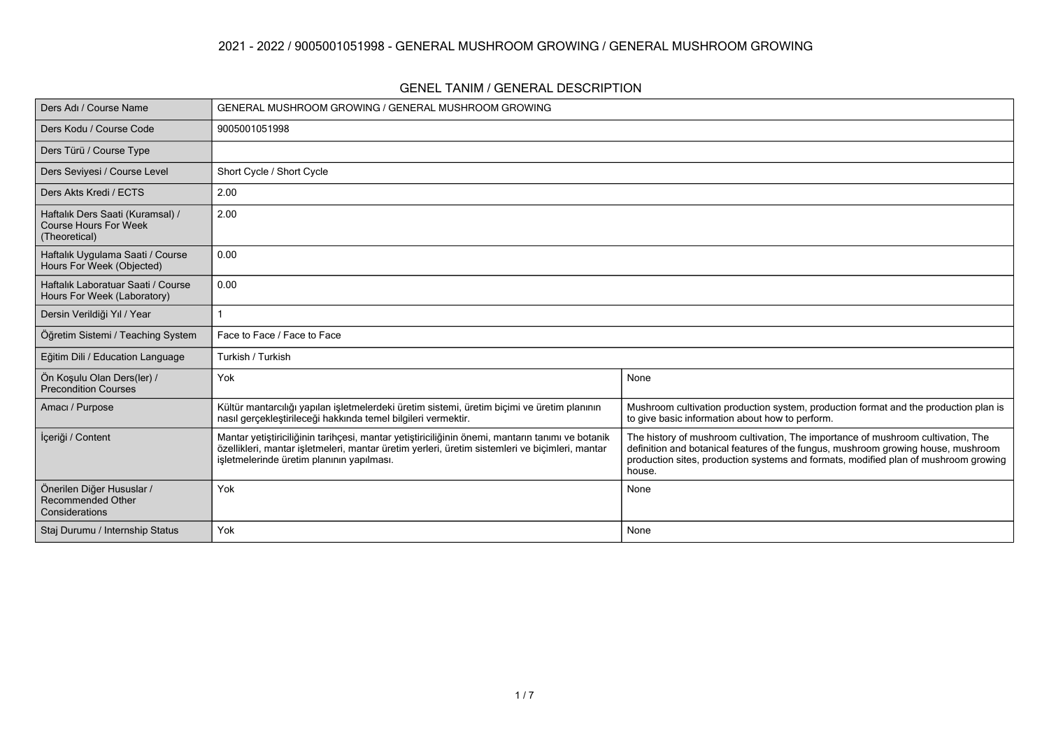## 2021 - 2022 / 9005001051998 - GENERAL MUSHROOM GROWING / GENERAL MUSHROOM GROWING

### GENEL TANIM / GENERAL DESCRIPTION

| | | |
|---|---|---|
| Ders Adı / Course Name | GENERAL MUSHROOM GROWING / GENERAL MUSHROOM GROWING | |
| Ders Kodu / Course Code | 9005001051998 | |
| Ders Türü / Course Type | | |
| Ders Seviyesi / Course Level | Short Cycle / Short Cycle | |
| Ders Akts Kredi / ECTS | 2.00 | |
| Haftalık Ders Saati (Kuramsal) / Course Hours For Week (Theoretical) | 2.00 | |
| Haftalık Uygulama Saati / Course Hours For Week (Objected) | 0.00 | |
| Haftalık Laboratuar Saati / Course Hours For Week (Laboratory) | 0.00 | |
| Dersin Verildiği Yıl / Year | 1 | |
| Öğretim Sistemi / Teaching System | Face to Face / Face to Face | |
| Eğitim Dili / Education Language | Turkish / Turkish | |
| Ön Koşulu Olan Ders(ler) / Precondition Courses | Yok | None |
| Amacı / Purpose | Kültür mantarcılığı yapılan işletmelerdeki üretim sistemi, üretim biçimi ve üretim planının nasıl gerçekleştirileceği hakkında temel bilgileri vermektir. | Mushroom cultivation production system, production format and the production plan is to give basic information about how to perform. |
| İçeriği / Content | Mantar yetiştiriciliğinin tarihçesi, mantar yetiştiriciliğinin önemi, mantarın tanımı ve botanik özellikleri, mantar işletmeleri, mantar üretim yerleri, üretim sistemleri ve biçimleri, mantar işletmelerinde üretim planının yapılması. | The history of mushroom cultivation, The importance of mushroom cultivation, The definition and botanical features of the fungus, mushroom growing house, mushroom production sites, production systems and formats, modified plan of mushroom growing house. |
| Önerilen Diğer Hususlar / Recommended Other Considerations | Yok | None |
| Staj Durumu / Internship Status | Yok | None |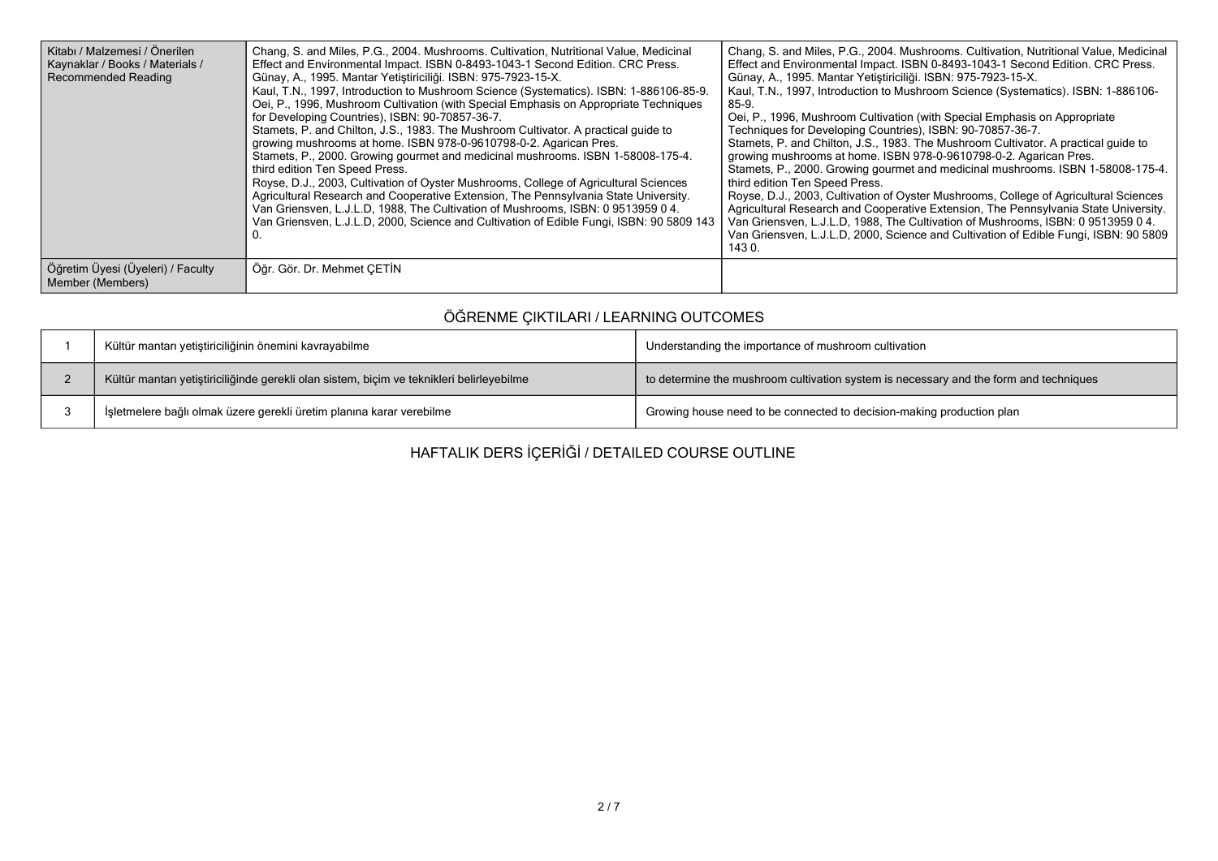| Kitabı / Malzemesi / Önerilen Kaynaklar / Books / Materials / Recommended Reading | Chang, S. and Miles, P.G., 2004. Mushrooms. Cultivation, Nutritional Value, Medicinal Effect and Environmental Impact. ISBN 0-8493-1043-1 Second Edition. CRC Press.<br>Günay, A., 1995. Mantar Yetiştiriciliği. ISBN: 975-7923-15-X.<br>Kaul, T.N., 1997, Introduction to Mushroom Science (Systematics). ISBN: 1-886106-85-9.<br>Oei, P., 1996, Mushroom Cultivation (with Special Emphasis on Appropriate Techniques for Developing Countries), ISBN: 90-70857-36-7.<br>Stamets, P. and Chilton, J.S., 1983. The Mushroom Cultivator. A practical guide to growing mushrooms at home. ISBN 978-0-9610798-0-2. Agarican Pres.<br>Stamets, P., 2000. Growing gourmet and medicinal mushrooms. ISBN 1-58008-175-4. third edition Ten Speed Press.<br>Royse, D.J., 2003, Cultivation of Oyster Mushrooms, College of Agricultural Sciences Agricultural Research and Cooperative Extension, The Pennsylvania State University.<br>Van Griensven, L.J.L.D, 1988, The Cultivation of Mushrooms, ISBN: 0 9513959 0 4.<br>Van Griensven, L.J.L.D, 2000, Science and Cultivation of Edible Fungi, ISBN: 90 5809 143 0. | Chang, S. and Miles, P.G., 2004. Mushrooms. Cultivation, Nutritional Value, Medicinal Effect and Environmental Impact. ISBN 0-8493-1043-1 Second Edition. CRC Press.<br>Günay, A., 1995. Mantar Yetiştiriciliği. ISBN: 975-7923-15-X.<br>Kaul, T.N., 1997, Introduction to Mushroom Science (Systematics). ISBN: 1-886106-85-9.<br>Oei, P., 1996, Mushroom Cultivation (with Special Emphasis on Appropriate Techniques for Developing Countries), ISBN: 90-70857-36-7.<br>Stamets, P. and Chilton, J.S., 1983. The Mushroom Cultivator. A practical guide to growing mushrooms at home. ISBN 978-0-9610798-0-2. Agarican Pres.<br>Stamets, P., 2000. Growing gourmet and medicinal mushrooms. ISBN 1-58008-175-4. third edition Ten Speed Press.<br>Royse, D.J., 2003, Cultivation of Oyster Mushrooms, College of Agricultural Sciences Agricultural Research and Cooperative Extension, The Pennsylvania State University.<br>Van Griensven, L.J.L.D, 1988, The Cultivation of Mushrooms, ISBN: 0 9513959 0 4.<br>Van Griensven, L.J.L.D, 2000, Science and Cultivation of Edible Fungi, ISBN: 90 5809 143 0. |
|---|---|---|
| Öğretim Üyesi (Üyeleri) / Faculty Member (Members) | Öğr. Gör. Dr. Mehmet ÇETİN | |

## ÖĞRENME ÇIKTILARI / LEARNING OUTCOMES

| | | |
|---|---|---|
| 1 | Kültür mantarı yetiştiriciliğinin önemini kavrayabilme | Understanding the importance of mushroom cultivation |
| 2 | Kültür mantarı yetiştiriciliğinde gerekli olan sistem, biçim ve teknikleri belirleyebilme | to determine the mushroom cultivation system is necessary and the form and techniques |
| 3 | İşletmelere bağlı olmak üzere gerekli üretim planına karar verebilme | Growing house need to be connected to decision-making production plan |

## HAFTALIK DERS İÇERİĞİ / DETAILED COURSE OUTLINE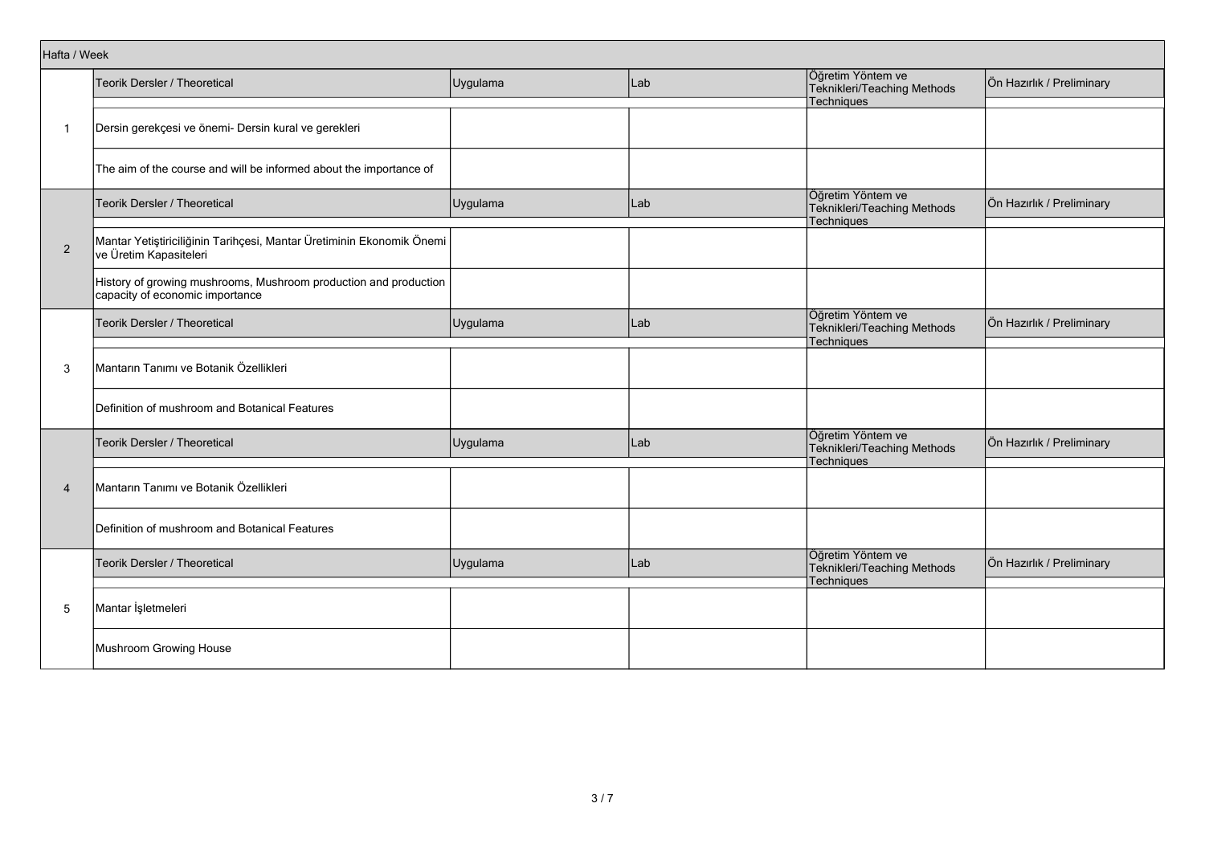| Hafta / Week | Teorik Dersler / Theoretical | Uygulama | Lab | Öğretim Yöntem ve Teknikleri/Teaching Methods Techniques | Ön Hazırlık / Preliminary |
|---|---|---|---|---|---|
| 1 | Dersin gerekçesi ve önemi- Dersin kural ve gerekleri | | | | |
| | The aim of the course and will be informed about the importance of | | | | |
| | Teorik Dersler / Theoretical | Uygulama | Lab | Öğretim Yöntem ve Teknikleri/Teaching Methods Techniques | Ön Hazırlık / Preliminary |
| 2 | Mantar Yetiştiriciliğinin Tarihçesi, Mantar Üretiminin Ekonomik Önemi ve Üretim Kapasiteleri | | | | |
| | History of growing mushrooms, Mushroom production and production capacity of economic importance | | | | |
| | Teorik Dersler / Theoretical | Uygulama | Lab | Öğretim Yöntem ve Teknikleri/Teaching Methods Techniques | Ön Hazırlık / Preliminary |
| 3 | Mantarın Tanımı ve Botanik Özellikleri | | | | |
| | Definition of mushroom and Botanical Features | | | | |
| | Teorik Dersler / Theoretical | Uygulama | Lab | Öğretim Yöntem ve Teknikleri/Teaching Methods Techniques | Ön Hazırlık / Preliminary |
| 4 | Mantarın Tanımı ve Botanik Özellikleri | | | | |
| | Definition of mushroom and Botanical Features | | | | |
| | Teorik Dersler / Theoretical | Uygulama | Lab | Öğretim Yöntem ve Teknikleri/Teaching Methods Techniques | Ön Hazırlık / Preliminary |
| 5 | Mantar İşletmeleri | | | | |
| | Mushroom Growing House | | | | |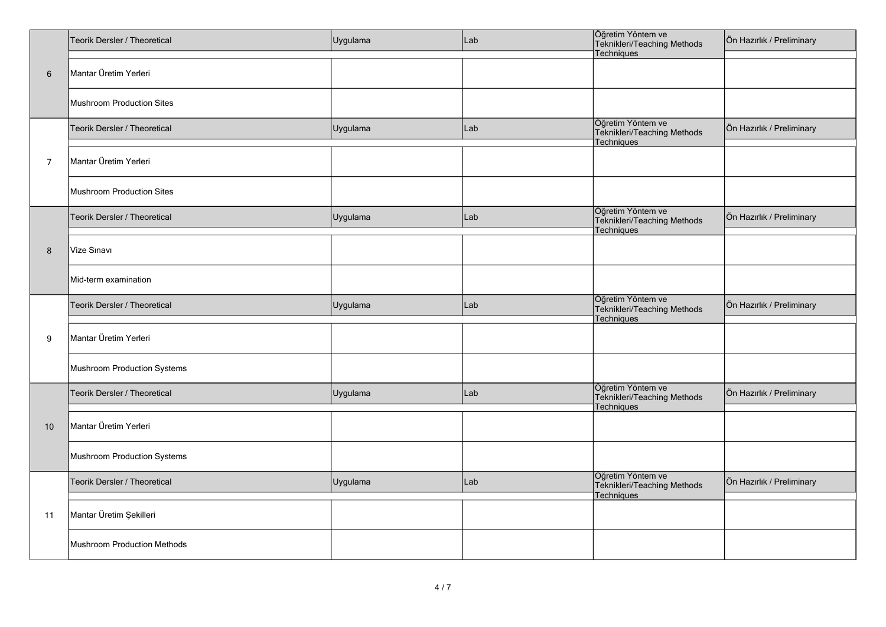| | Teorik Dersler / Theoretical | Uygulama | Lab | Öğretim Yöntem ve Teknikleri/Teaching Methods Techniques | Ön Hazırlık / Preliminary |
|---|---|---|---|---|---|
| 6 | Mantar Üretim Yerleri | | | | |
| | Mushroom Production Sites | | | | |
| | Teorik Dersler / Theoretical | Uygulama | Lab | Öğretim Yöntem ve Teknikleri/Teaching Methods Techniques | Ön Hazırlık / Preliminary |
| 7 | Mantar Üretim Yerleri | | | | |
| | Mushroom Production Sites | | | | |
| | Teorik Dersler / Theoretical | Uygulama | Lab | Öğretim Yöntem ve Teknikleri/Teaching Methods Techniques | Ön Hazırlık / Preliminary |
| 8 | Vize Sınavı | | | | |
| | Mid-term examination | | | | |
| | Teorik Dersler / Theoretical | Uygulama | Lab | Öğretim Yöntem ve Teknikleri/Teaching Methods Techniques | Ön Hazırlık / Preliminary |
| 9 | Mantar Üretim Yerleri | | | | |
| | Mushroom Production Systems | | | | |
| | Teorik Dersler / Theoretical | Uygulama | Lab | Öğretim Yöntem ve Teknikleri/Teaching Methods Techniques | Ön Hazırlık / Preliminary |
| 10 | Mantar Üretim Yerleri | | | | |
| | Mushroom Production Systems | | | | |
| | Teorik Dersler / Theoretical | Uygulama | Lab | Öğretim Yöntem ve Teknikleri/Teaching Methods Techniques | Ön Hazırlık / Preliminary |
| 11 | Mantar Üretim Şekilleri | | | | |
| | Mushroom Production Methods | | | | |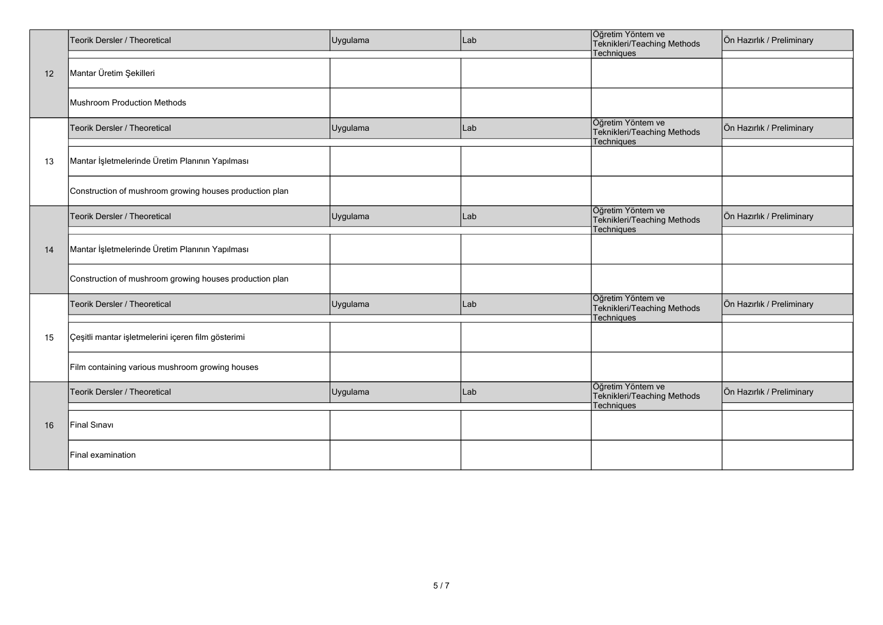| | Teorik Dersler / Theoretical | Uygulama | Lab | Öğretim Yöntem ve Teknikleri/Teaching Methods Techniques | Ön Hazırlık / Preliminary |
|---|---|---|---|---|---|
| 12 | Mantar Üretim Şekilleri | | | | |
| | Mushroom Production Methods | | | | |
| | Teorik Dersler / Theoretical | Uygulama | Lab | Öğretim Yöntem ve Teknikleri/Teaching Methods Techniques | Ön Hazırlık / Preliminary |
| 13 | Mantar İşletmelerinde Üretim Planının Yapılması | | | | |
| | Construction of mushroom growing houses production plan | | | | |
| | Teorik Dersler / Theoretical | Uygulama | Lab | Öğretim Yöntem ve Teknikleri/Teaching Methods Techniques | Ön Hazırlık / Preliminary |
| 14 | Mantar İşletmelerinde Üretim Planının Yapılması | | | | |
| | Construction of mushroom growing houses production plan | | | | |
| | Teorik Dersler / Theoretical | Uygulama | Lab | Öğretim Yöntem ve Teknikleri/Teaching Methods Techniques | Ön Hazırlık / Preliminary |
| 15 | Çeşitli mantar işletmelerini içeren film gösterimi | | | | |
| | Film containing various mushroom growing houses | | | | |
| | Teorik Dersler / Theoretical | Uygulama | Lab | Öğretim Yöntem ve Teknikleri/Teaching Methods Techniques | Ön Hazırlık / Preliminary |
| 16 | Final Sınavı | | | | |
| | Final examination | | | | |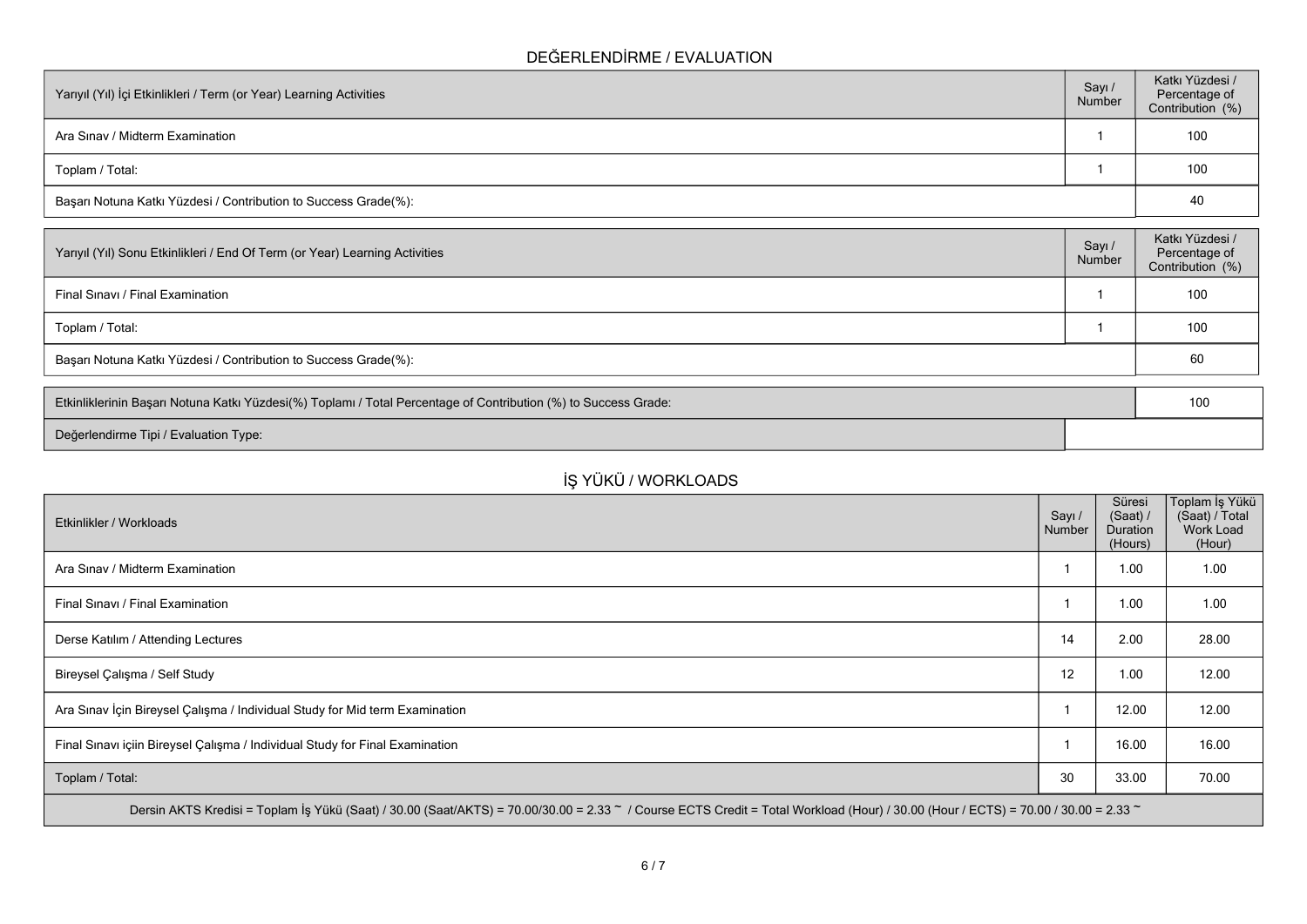## DEĞERLENDİRME / EVALUATION

| Yarıyıl (Yıl) İçi Etkinlikleri / Term (or Year) Learning Activities | Sayı / Number | Katkı Yüzdesi / Percentage of Contribution (%) |
|---|---|---|
| Ara Sınav / Midterm Examination | 1 | 100 |
| Toplam / Total: | 1 | 100 |
| Başarı Notuna Katkı Yüzdesi / Contribution to Success Grade(%): | | 40 |

| Yarıyıl (Yıl) Sonu Etkinlikleri / End Of Term (or Year) Learning Activities | Sayı / Number | Katkı Yüzdesi / Percentage of Contribution (%) |
|---|---|---|
| Final Sınavı / Final Examination | 1 | 100 |
| Toplam / Total: | 1 | 100 |
| Başarı Notuna Katkı Yüzdesi / Contribution to Success Grade(%): | | 60 |

| Etkinliklerinin Başarı Notuna Katkı Yüzdesi(%) Toplamı / Total Percentage of Contribution (%) to Success Grade: | 100 |
|---|---|
| Değerlendirme Tipi / Evaluation Type: | |

## İŞ YÜKÜ / WORKLOADS

| Etkinlikler / Workloads | Sayı / Number | Süresi (Saat) / Duration (Hours) | Toplam İş Yükü (Saat) / Total Work Load (Hour) |
|---|---|---|---|
| Ara Sınav / Midterm Examination | 1 | 1.00 | 1.00 |
| Final Sınavı / Final Examination | 1 | 1.00 | 1.00 |
| Derse Katılım / Attending Lectures | 14 | 2.00 | 28.00 |
| Bireysel Çalışma / Self Study | 12 | 1.00 | 12.00 |
| Ara Sınav İçin Bireysel Çalışma / Individual Study for Mid term Examination | 1 | 12.00 | 12.00 |
| Final Sınavı içiin Bireysel Çalışma / Individual Study for Final Examination | 1 | 16.00 | 16.00 |
| Toplam / Total: | 30 | 33.00 | 70.00 |

Dersin AKTS Kredisi = Toplam İş Yükü (Saat) / 30.00 (Saat/AKTS) = 70.00/30.00 = 2.33 ~ / Course ECTS Credit = Total Workload (Hour) / 30.00 (Hour / ECTS) = 70.00 / 30.00 = 2.33 ~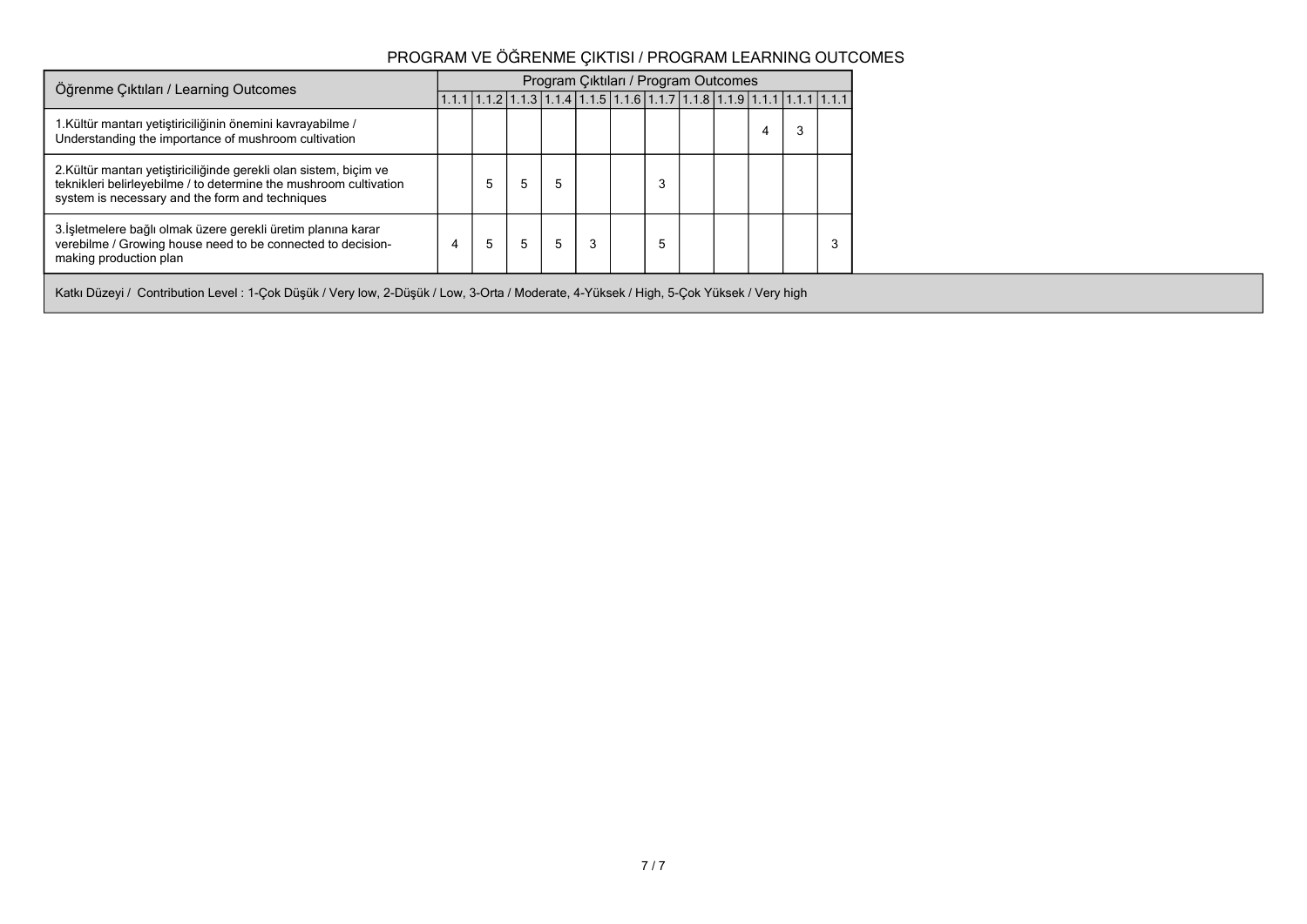## PROGRAM VE ÖĞRENME ÇIKTISI / PROGRAM LEARNING OUTCOMES

| Öğrenme Çıktıları / Learning Outcomes | Program Çıktıları / Program Outcomes | | | | | | | | | | | |
|---|---|---|---|---|---|---|---|---|---|---|---|---|
| | 1.1.1 | 1.1.2 | 1.1.3 | 1.1.4 | 1.1.5 | 1.1.6 | 1.1.7 | 1.1.8 | 1.1.9 | 1.1.1 | 1.1.1 | 1.1.1 |
| 1.Kültür mantarı yetiştiriciliğinin önemini kavrayabilme / Understanding the importance of mushroom cultivation | | | | | | | | | | 4 | 3 | |
| 2.Kültür mantarı yetiştiriciliğinde gerekli olan sistem, biçim ve teknikleri belirleyebilme / to determine the mushroom cultivation system is necessary and the form and techniques | | 5 | 5 | 5 | | | 3 | | | | | |
| 3.İşletmelere bağlı olmak üzere gerekli üretim planına karar verebilme / Growing house need to be connected to decision-making production plan | 4 | 5 | 5 | 5 | 3 | | 5 | | | | | 3 |

Katkı Düzeyi / Contribution Level : 1-Çok Düşük / Very low, 2-Düşük / Low, 3-Orta / Moderate, 4-Yüksek / High, 5-Çok Yüksek / Very high